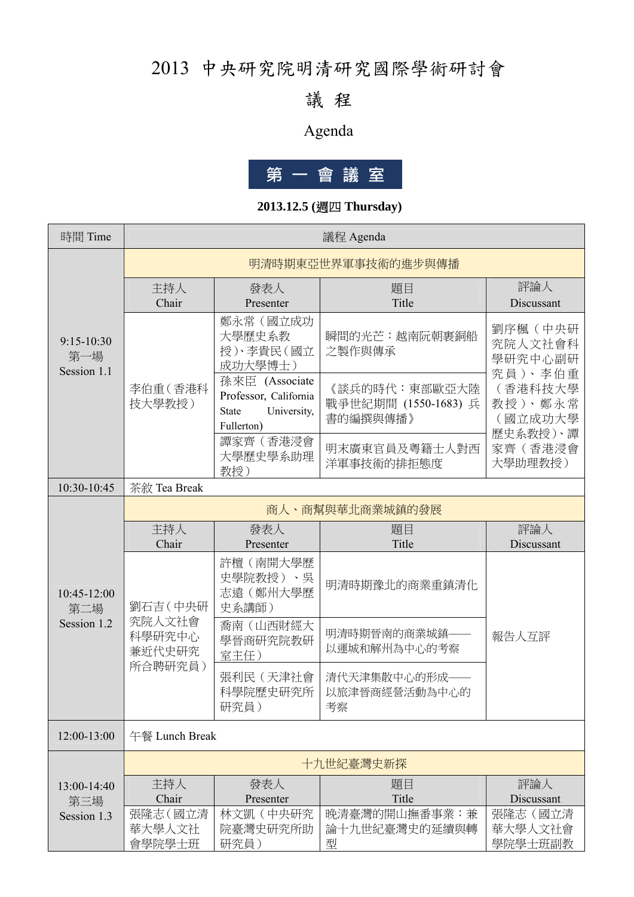# 2013 中央研究院明清研究國際學術研討會

## 議 程

## Agenda

### 第 一 會 議 室

**2013.12.5 (週四 Thursday)**

| 時間 Time | 議程 Agenda | | | |
|---|---|---|---|---|
| 9:15-10:30 第一場 Session 1.1 | 明清時期東亞世界軍事技術的進步與傳播 | | | |
| | 主持人 Chair | 發表人 Presenter | 題目 Title | 評論人 Discussant |
| | 李伯重（香港科技大學教授） | 鄭永常（國立成功大學歷史系教授）、李貴民（國立成功大學博士） | 瞬間的光芒：越南阮朝裹銅船之製作與傳承 | 劉序楓（中央研究院人文社會科學研究中心副研究員）、李伯重（香港科技大學教授）、鄭永常（國立成功大學歷史系教授）、譚家齊（香港浸會大學助理教授） |
| | | 孫來臣 (Associate Professor, California State University, Fullerton) | 《談兵的時代：東部歐亞大陸戰爭世紀期間 (1550-1683) 兵書的編撰與傳播》 | |
| | | 譚家齊（香港浸會大學歷史學系助理教授） | 明末廣東官員及粵籍士人對西洋軍事技術的排拒態度 | |
| 10:30-10:45 | 茶敘 Tea Break | | | |
| 10:45-12:00 第二場 Session 1.2 | 商人、商幫與華北商業城鎮的發展 | | | |
| | 主持人 Chair | 發表人 Presenter | 題目 Title | 評論人 Discussant |
| | 劉石吉（中央研究院人文社會科學研究中心兼近代史研究所合聘研究員） | 許檀（南開大學歷史學院教授）、吳志遠（鄭州大學歷史系講師） | 明清時期豫北的商業重鎮清化 | 報告人互評 |
| | | 喬南（山西財經大學晉商研究院教研室主任） | 明清時期晉南的商業城鎮——以運城和解州為中心的考察 | |
| | | 張利民（天津社會科學院歷史研究所研究員） | 清代天津集散中心的形成——以旅津晉商經營活動為中心的考察 | |
| 12:00-13:00 | 午餐 Lunch Break | | | |
| 13:00-14:40 第三場 Session 1.3 | 十九世紀臺灣史新探 | | | |
| | 主持人 Chair | 發表人 Presenter | 題目 Title | 評論人 Discussant |
| | 張隆志（國立清華大學人文社會學院學士班 | 林文凱（中央研究院臺灣史研究所助研究員） | 晚清臺灣的開山撫番事業：兼論十九世紀臺灣史的延續與轉型 | 張隆志（國立清華大學人文社會學院學士班副教 |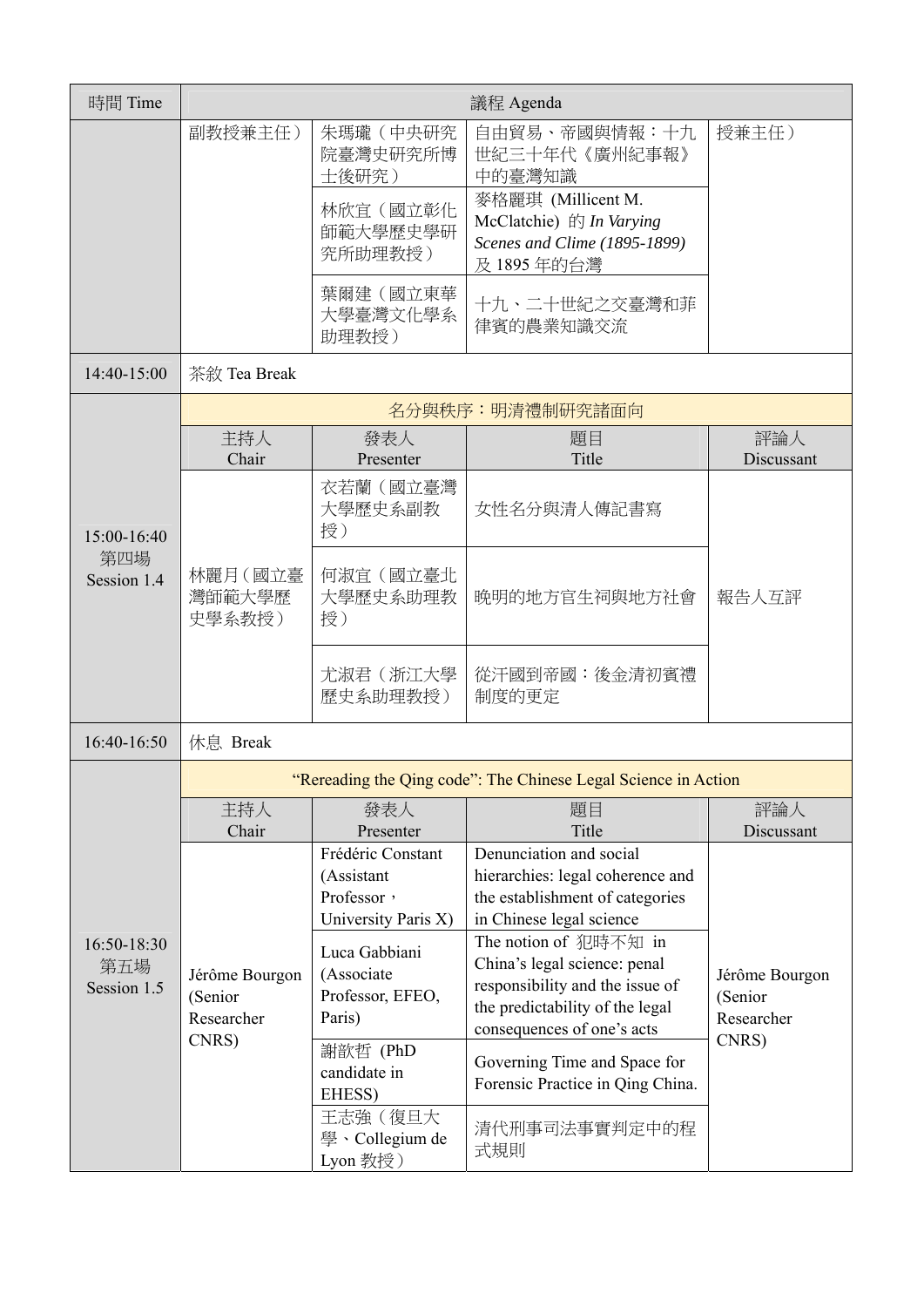| 時間 Time | 議程 Agenda | | | |
|---|---|---|---|---|
| | 副教授兼主任） | 朱瑪瓏（中央研究院臺灣史研究所博士後研究） | 自由貿易、帝國與情報：十九世紀三十年代《廣州紀事報》中的臺灣知識 | 授兼主任） |
| | | 林欣宜（國立彰化師範大學歷史學研究所助理教授） | 麥格麗琪 (Millicent M. McClatchie) 的 *In Varying Scenes and Clime (1895-1899)* 及 1895 年的台灣 | |
| | | 葉爾建（國立東華大學臺灣文化學系助理教授） | 十九、二十世紀之交臺灣和菲律賓的農業知識交流 | |
| 14:40-15:00 | 茶敘 Tea Break | | | |
| 15:00-16:40 第四場 Session 1.4 | 名分與秩序：明清禮制研究諸面向 | | | |
| | 主持人 Chair | 發表人 Presenter | 題目 Title | 評論人 Discussant |
| | 林麗月（國立臺灣師範大學歷史學系教授） | 衣若蘭（國立臺灣大學歷史系副教授） | 女性名分與清人傳記書寫 | 報告人互評 |
| | | 何淑宜（國立臺北大學歷史系助理教授） | 晚明的地方官生祠與地方社會 | |
| | | 尤淑君（浙江大學歷史系助理教授） | 從汗國到帝國：後金清初賓禮制度的更定 | |
| 16:40-16:50 | 休息 Break | | | |
| 16:50-18:30 第五場 Session 1.5 | "Rereading the Qing code": The Chinese Legal Science in Action | | | |
| | 主持人 Chair | 發表人 Presenter | 題目 Title | 評論人 Discussant |
| | Jérôme Bourgon (Senior Researcher CNRS) | Frédéric Constant (Assistant Professor，University Paris X) | Denunciation and social hierarchies: legal coherence and the establishment of categories in Chinese legal science | Jérôme Bourgon (Senior Researcher CNRS) |
| | | Luca Gabbiani (Associate Professor, EFEO, Paris) | The notion of 犯時不知 in China's legal science: penal responsibility and the issue of the predictability of the legal consequences of one's acts | |
| | | 謝歆哲 (PhD candidate in EHESS) | Governing Time and Space for Forensic Practice in Qing China. | |
| | | 王志強（復旦大學、Collegium de Lyon 教授） | 清代刑事司法事實判定中的程式規則 | |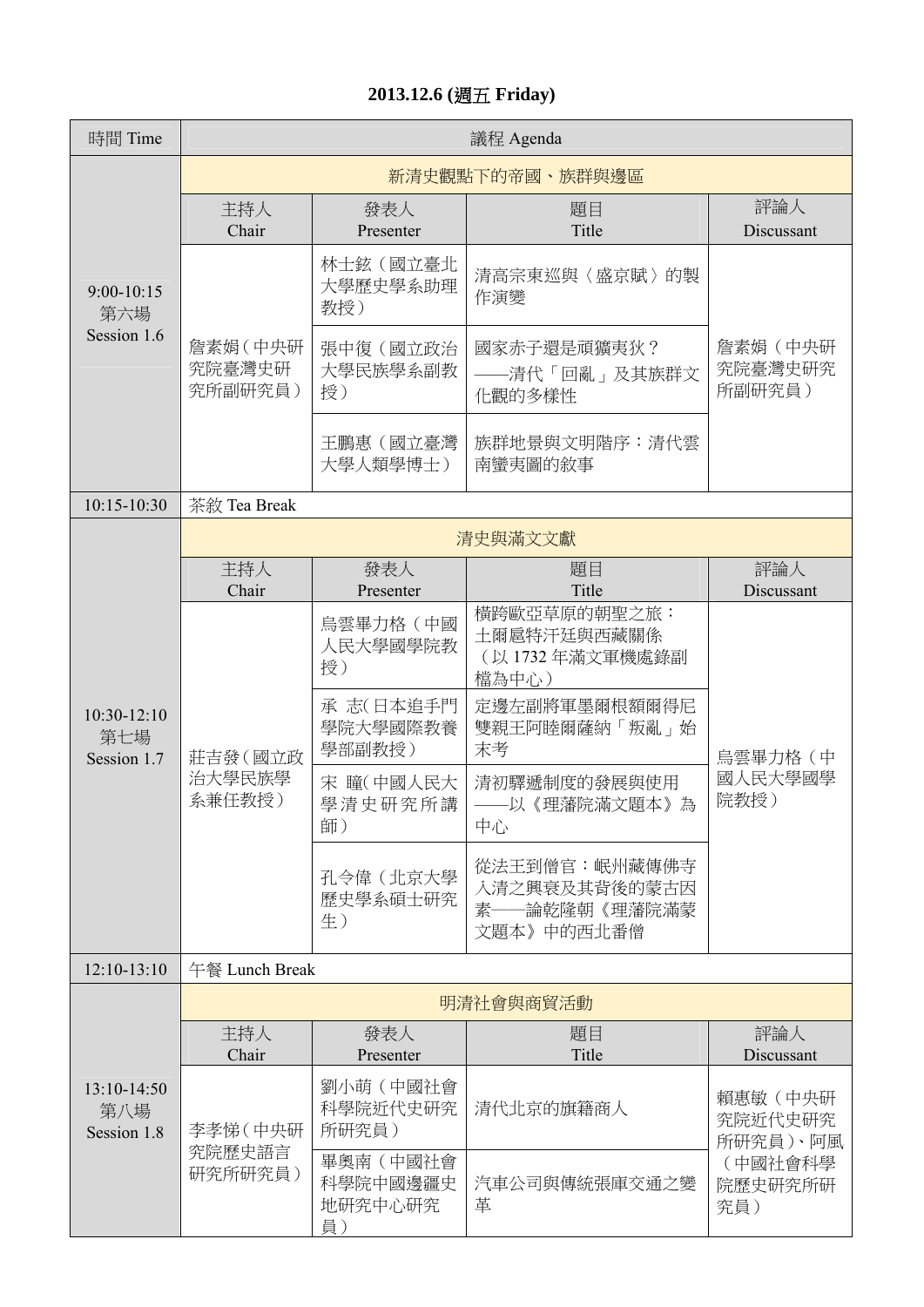**2013.12.6 (週五 Friday)**

| 時間 Time | 議程 Agenda | | | |
|---|---|---|---|---|
| | 新清史觀點下的帝國、族群與邊區 | | | |
| | 主持人 Chair | 發表人 Presenter | 題目 Title | 評論人 Discussant |
| 9:00-10:15 第六場 Session 1.6 | 詹素娟（中央研究院臺灣史研究所副研究員） | 林士鉉（國立臺北大學歷史學系助理教授） | 清高宗東巡與〈盛京賦〉的製作演變 | 詹素娟（中央研究院臺灣史研究所副研究員） |
| | | 張中復（國立政治大學民族學系副教授） | 國家赤子還是頑獷夷狄？——清代「回亂」及其族群文化觀的多樣性 | |
| | | 王鵬惠（國立臺灣大學人類學博士） | 族群地景與文明階序：清代雲南蠻夷圖的敘事 | |
| 10:15-10:30 | 茶敘 Tea Break | | | |
| | 清史與滿文文獻 | | | |
| | 主持人 Chair | 發表人 Presenter | 題目 Title | 評論人 Discussant |
| 10:30-12:10 第七場 Session 1.7 | 莊吉發（國立政治大學民族學系兼任教授） | 烏雲畢力格（中國人民大學國學院教授） | 橫跨歐亞草原的朝聖之旅：土爾扈特汗廷與西藏關係（以1732年滿文軍機處錄副檔為中心） | 烏雲畢力格（中國人民大學國學院教授） |
| | | 承 志(日本追手門學院大學國際教養學部副教授） | 定邊左副將軍墨爾根額爾得尼雙親王阿睦爾薩納「叛亂」始末考 | |
| | | 宋 瞳(中國人民大學清史研究所講師） | 清初驛遞制度的發展與使用——以《理藩院滿文題本》為中心 | |
| | | 孔令偉（北京大學歷史學系碩士研究生） | 從法王到僧官：岷州藏傳佛寺入清之興衰及其背後的蒙古因素——論乾隆朝《理藩院滿蒙文題本》中的西北番僧 | |
| 12:10-13:10 | 午餐 Lunch Break | | | |
| | 明清社會與商貿活動 | | | |
| | 主持人 Chair | 發表人 Presenter | 題目 Title | 評論人 Discussant |
| 13:10-14:50 第八場 Session 1.8 | 李孝悌（中央研究院歷史語言研究所研究員） | 劉小萌（中國社會科學院近代史研究所研究員） | 清代北京的旗籍商人 | 賴惠敏（中央研究院近代史研究所研究員）、阿風（中國社會科學院歷史研究所研究員） |
| | | 畢奧南（中國社會科學院中國邊疆史地研究中心研究員） | 汽車公司與傳統張庫交通之變革 | |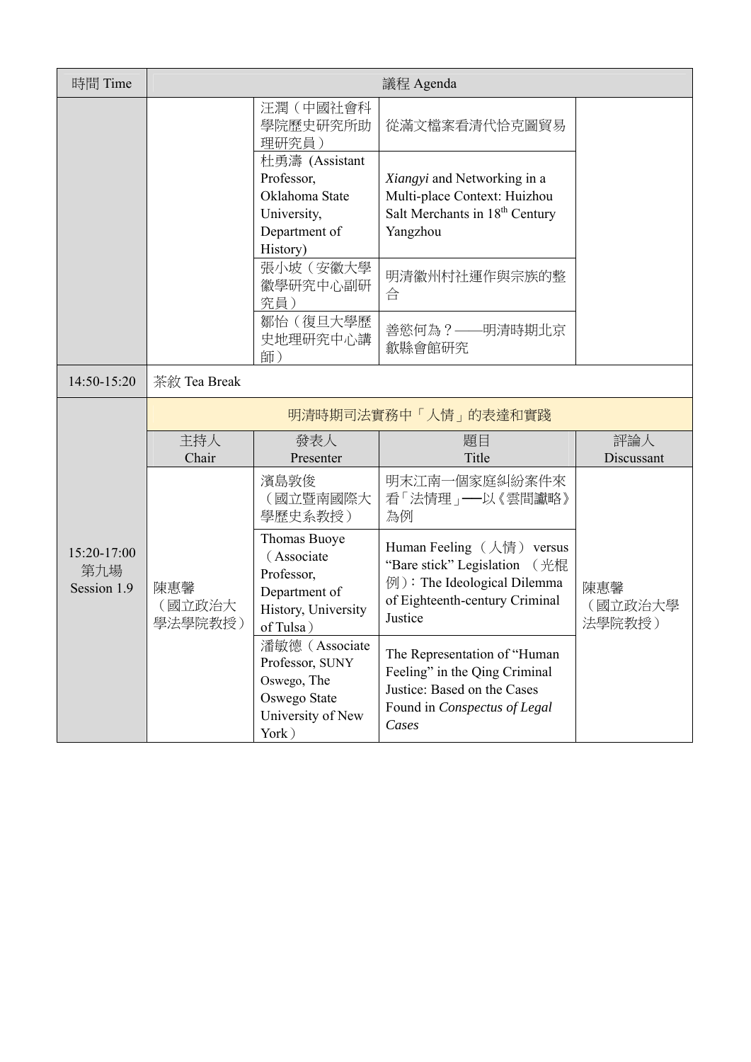| 時間 Time | 議程 Agenda | | | |
|---|---|---|---|---|
| | | 汪潤（中國社會科學院歷史研究所助理研究員） | 從滿文檔案看清代恰克圖貿易 | |
| | | 杜勇濤 (Assistant Professor, Oklahoma State University, Department of History) | *Xiangyi* and Networking in a Multi-place Context: Huizhou Salt Merchants in 18th Century Yangzhou | |
| | | 張小坡（安徽大學徽學研究中心副研究員） | 明清徽州村社運作與宗族的整合 | |
| | | 鄒怡（復旦大學歷史地理研究中心講師） | 善慾何為？——明清時期北京歙縣會館研究 | |
| 14:50-15:20 | 茶敘 Tea Break | | | |
| 15:20-17:00 第九場 Session 1.9 | 明清時期司法實務中「人情」的表達和實踐 | | | |
| | 主持人 Chair | 發表人 Presenter | 題目 Title | 評論人 Discussant |
| | 陳惠馨（國立政治大學法學院教授） | 濱島敦俊（國立暨南國際大學歷史系教授） | 明末江南一個家庭糾紛案件來看「法情理」──以《雲間讞略》為例 | 陳惠馨（國立政治大學法學院教授） |
| | | Thomas Buoye（Associate Professor, Department of History, University of Tulsa） | Human Feeling （人情） versus "Bare stick" Legislation （光棍例）: The Ideological Dilemma of Eighteenth-century Criminal Justice | |
| | | 潘敏德（Associate Professor, SUNY Oswego, The Oswego State University of New York） | The Representation of "Human Feeling" in the Qing Criminal Justice: Based on the Cases Found in *Conspectus of Legal Cases* | |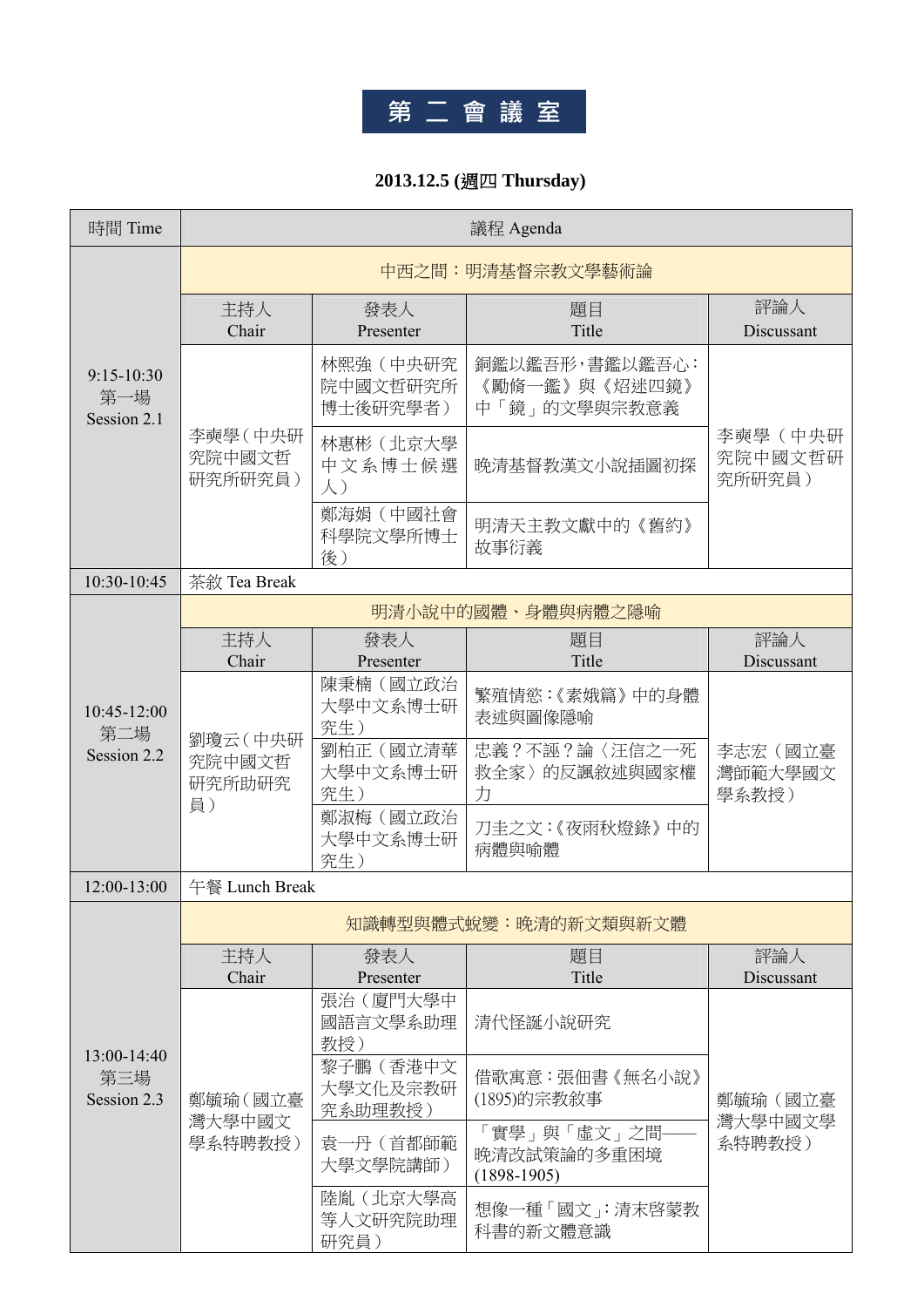# 第 二 會 議 室

**2013.12.5 (週四 Thursday)**

| 時間 Time | 議程 Agenda | | | |
|---|---|---|---|---|
| 9:15-10:30 第一場 Session 2.1 | 中西之間：明清基督宗教文學藝術論 | | | |
| | 主持人 Chair | 發表人 Presenter | 題目 Title | 評論人 Discussant |
| | 李奭學（中央研究院中國文哲研究所研究員） | 林熙強（中央研究院中國文哲研究所博士後研究學者） | 銅鑑以鑑吾形，書鑑以鑑吾心：《勵脩一鑑》與《炤迷四鏡》中「鏡」的文學與宗教意義 | 李奭學（中央研究院中國文哲研究所研究員） |
| | | 林惠彬（北京大學中文系博士候選人） | 晚清基督教漢文小說插圖初探 | |
| | | 鄭海娟（中國社會科學院文學所博士後） | 明清天主教文獻中的《舊約》故事衍義 | |
| 10:30-10:45 | 茶敘 Tea Break | | | |
| 10:45-12:00 第二場 Session 2.2 | 明清小說中的國體、身體與病體之隱喻 | | | |
| | 主持人 Chair | 發表人 Presenter | 題目 Title | 評論人 Discussant |
| | 劉瓊云（中央研究院中國文哲研究所助研究員） | 陳秉楠（國立政治大學中文系博士研究生） | 繁殖情慾：《素娥篇》中的身體表述與圖像隱喻 | 李志宏（國立臺灣師範大學國文學系教授） |
| | | 劉柏正（國立清華大學中文系博士研究生） | 忠義？不誣？論〈汪信之一死救全家〉的反諷敘述與國家權力 | |
| | | 鄭淑梅（國立政治大學中文系博士研究生） | 刀圭之文：《夜雨秋燈錄》中的病體與喻體 | |
| 12:00-13:00 | 午餐 Lunch Break | | | |
| 13:00-14:40 第三場 Session 2.3 | 知識轉型與體式蛻變：晚清的新文類與新文體 | | | |
| | 主持人 Chair | 發表人 Presenter | 題目 Title | 評論人 Discussant |
| | 鄭毓瑜（國立臺灣大學中國文學系特聘教授） | 張治（廈門大學中國語言文學系助理教授） | 清代怪誕小說研究 | 鄭毓瑜（國立臺灣大學中國文學系特聘教授） |
| | | 黎子鵬（香港中文大學文化及宗教研究系助理教授） | 借歌寓意：張佃書《無名小說》(1895)的宗教敘事 | |
| | | 袁一丹（首都師範大學文學院講師） | 「實學」與「虛文」之間——晚清改試策論的多重困境(1898-1905) | |
| | | 陸胤（北京大學高等人文研究院助理研究員） | 想像一種「國文」：清末啓蒙教科書的新文體意識 | |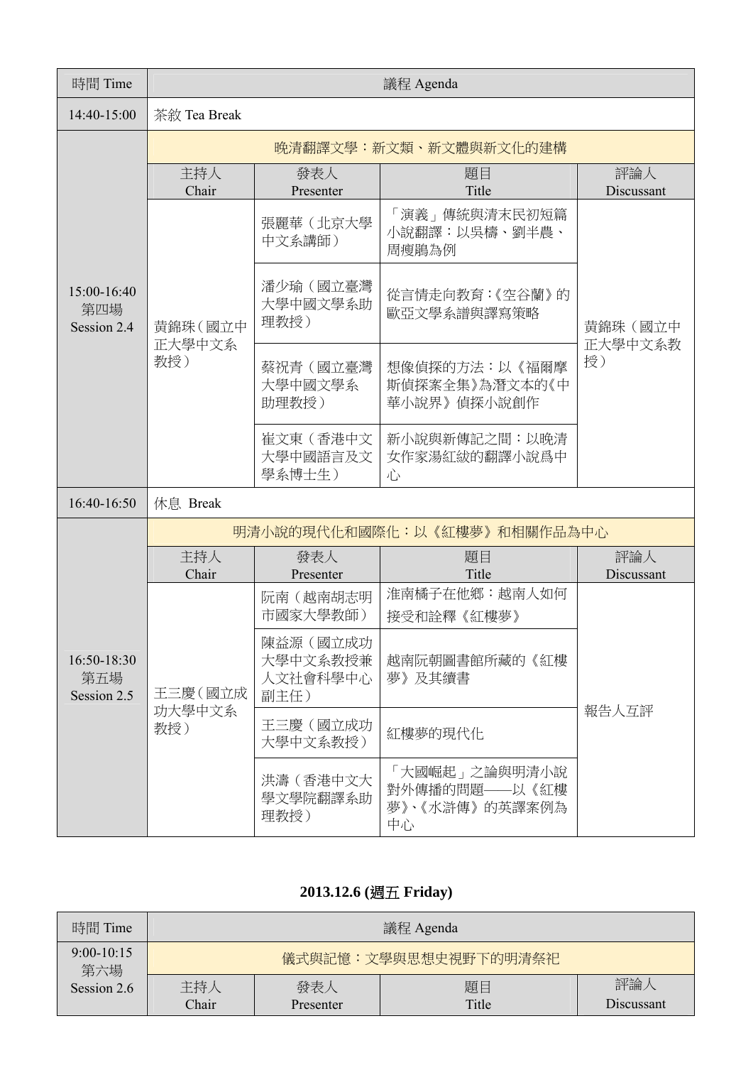| 時間 Time | 議程 Agenda | | | |
|---|---|---|---|---|
| 14:40-15:00 | 茶敘 Tea Break | | | |
| 15:00-16:40<br>第四場<br>Session 2.4 | 晚清翻譯文學：新文類、新文體與新文化的建構 | | | |
| | 主持人<br>Chair | 發表人<br>Presenter | 題目<br>Title | 評論人<br>Discussant |
| | 黃錦珠（國立中正大學中文系教授） | 張麗華（北京大學中文系講師） | 「演義」傳統與清末民初短篇小說翻譯：以吳檮、劉半農、周瘦鵑為例 | 黃錦珠（國立中正大學中文系教授） |
| | | 潘少瑜（國立臺灣大學中國文學系助理教授） | 從言情走向教育：《空谷蘭》的歐亞文學系譜與譯寫策略 | |
| | | 蔡祝青（國立臺灣大學中國文學系助理教授） | 想像偵探的方法：以《福爾摩斯偵探案全集》為潛文本的《中華小說界》偵探小說創作 | |
| | | 崔文東（香港中文大學中國語言及文學系博士生） | 新小說與新傳記之間：以晚清女作家湯紅紱的翻譯小說爲中心 | |
| 16:40-16:50 | 休息 Break | | | |
| 16:50-18:30<br>第五場<br>Session 2.5 | 明清小說的現代化和國際化：以《紅樓夢》和相關作品為中心 | | | |
| | 主持人<br>Chair | 發表人<br>Presenter | 題目<br>Title | 評論人<br>Discussant |
| | 王三慶（國立成功大學中文系教授） | 阮南（越南胡志明市國家大學教師） | 淮南橘子在他鄉：越南人如何接受和詮釋《紅樓夢》 | 報告人互評 |
| | | 陳益源（國立成功大學中文系教授兼人文社會科學中心副主任） | 越南阮朝圖書館所藏的《紅樓夢》及其續書 | |
| | | 王三慶（國立成功大學中文系教授） | 紅樓夢的現代化 | |
| | | 洪濤（香港中文大學文學院翻譯系助理教授） | 「大國崛起」之論與明清小說對外傳播的問題——以《紅樓夢》、《水滸傳》的英譯案例為中心 | |

## 2013.12.6 (週五 Friday)

| 時間 Time | 議程 Agenda | | | |
|---|---|---|---|---|
| 9:00-10:15<br>第六場<br>Session 2.6 | 儀式與記憶：文學與思想史視野下的明清祭祀 | | | |
| | 主持人<br>Chair | 發表人<br>Presenter | 題目<br>Title | 評論人<br>Discussant |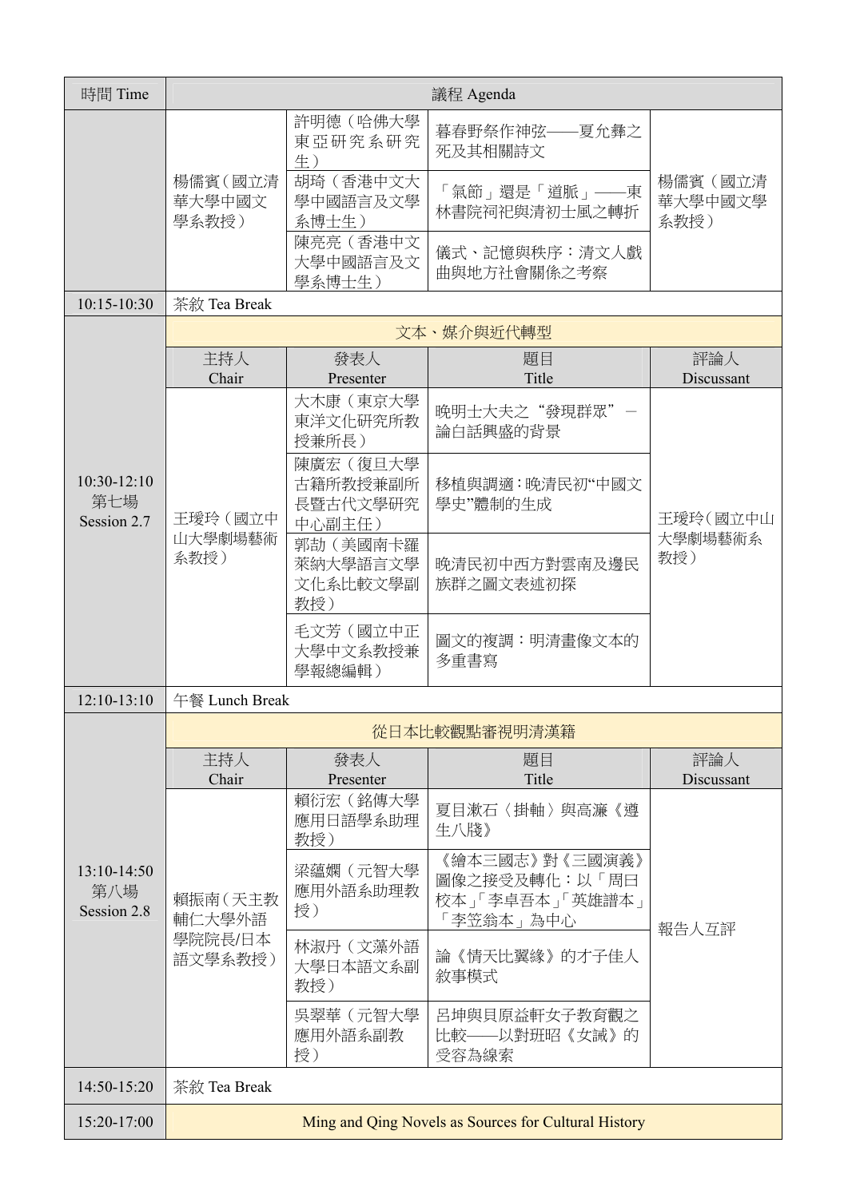| 時間 Time | 議程 Agenda | | | |
|---|---|---|---|---|
| | 楊儒賓（國立清華大學中國文學系教授） | 許明德（哈佛大學東亞研究系研究生） | 暮春野祭作神弦——夏允彝之死及其相關詩文 | 楊儒賓（國立清華大學中國文學系教授） |
| | | 胡琦（香港中文大學中國語言及文學系博士生） | 「氣節」還是「道脈」——東林書院祠祀與清初士風之轉折 | |
| | | 陳亮亮（香港中文大學中國語言及文學系博士生） | 儀式、記憶與秩序：清文人戲曲與地方社會關係之考察 | |
| 10:15-10:30 | 茶敘 Tea Break | | | |
| | 文本、媒介與近代轉型 | | | |
| | 主持人 Chair | 發表人 Presenter | 題目 Title | 評論人 Discussant |
| 10:30-12:10 第七場 Session 2.7 | 王璦玲（國立中山大學劇場藝術系教授） | 大木康（東京大學東洋文化研究所教授兼所長） | 晚明士大夫之"發現群眾"－論白話興盛的背景 | 王璦玲（國立中山大學劇場藝術系教授） |
| | | 陳廣宏（復旦大學古籍所教授兼副所長暨古代文學研究中心副主任） | 移植與調適：晚清民初"中國文學史"體制的生成 | |
| | | 郭劼（美國南卡羅萊納大學語言文學文化系比較文學副教授） | 晚清民初中西方對雲南及邊民族群之圖文表述初探 | |
| | | 毛文芳（國立中正大學中文系教授兼學報總編輯） | 圖文的複調：明清畫像文本的多重書寫 | |
| 12:10-13:10 | 午餐 Lunch Break | | | |
| | 從日本比較觀點審視明清漢籍 | | | |
| | 主持人 Chair | 發表人 Presenter | 題目 Title | 評論人 Discussant |
| 13:10-14:50 第八場 Session 2.8 | 賴振南（天主教輔仁大學外語學院院長/日本語文學系教授） | 賴衍宏（銘傳大學應用日語學系助理教授） | 夏目漱石〈掛軸〉與高濂《遵生八牋》 | 報告人互評 |
| | | 梁蘊嫻（元智大學應用外語系助理教授） | 《繪本三國志》對《三國演義》圖像之接受及轉化：以「周曰校本」「李卓吾本」「英雄譜本」「李笠翁本」為中心 | |
| | | 林淑丹（文藻外語大學日本語文系副教授） | 論《情天比翼緣》的才子佳人敘事模式 | |
| | | 吳翠華（元智大學應用外語系副教授） | 呂坤與貝原益軒女子教育觀之比較——以對班昭《女誡》的受容為線索 | |
| 14:50-15:20 | 茶敘 Tea Break | | | |
| 15:20-17:00 | Ming and Qing Novels as Sources for Cultural History | | | |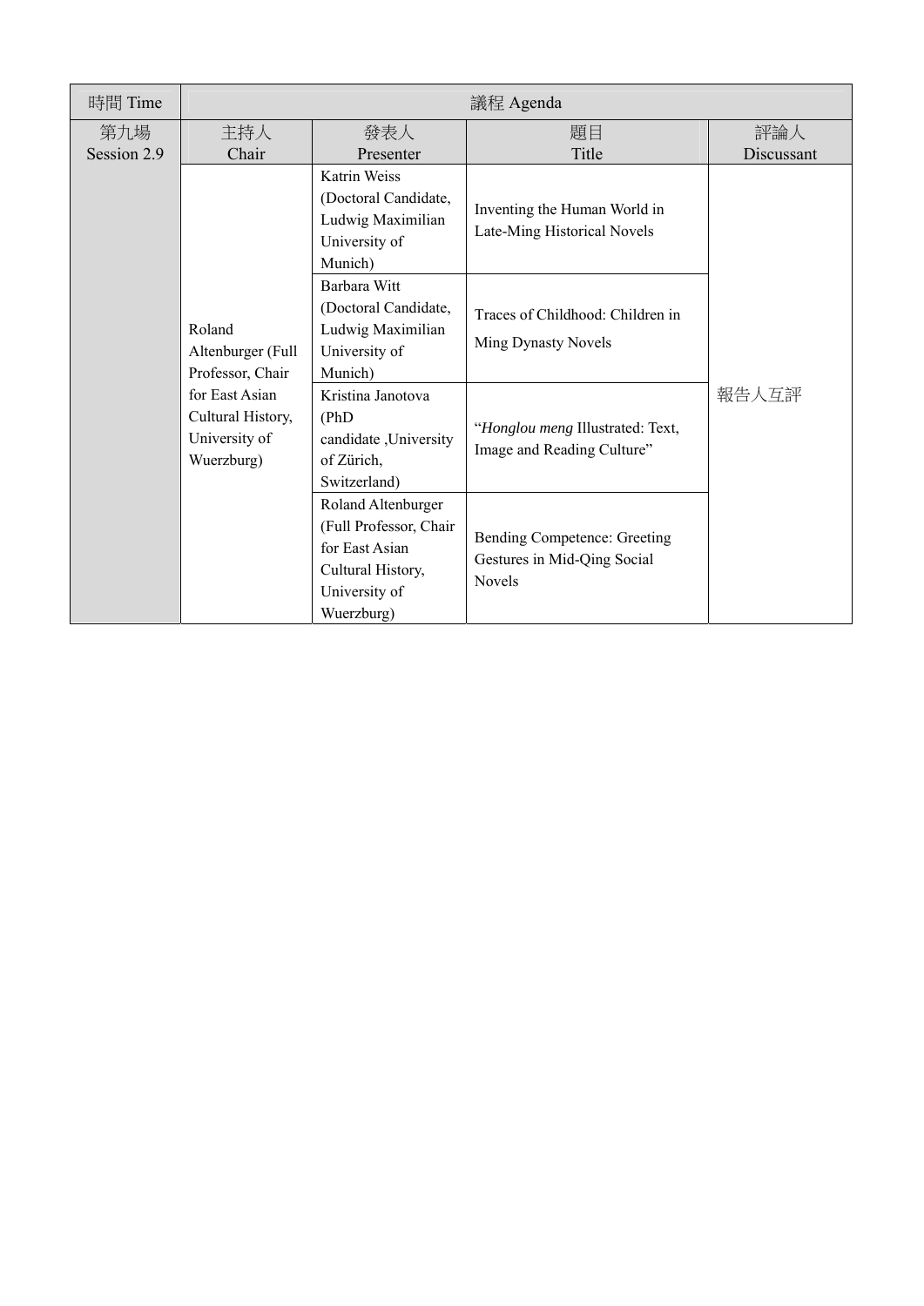| 時間 Time | 議程 Agenda | | | |
|---|---|---|---|---|
| 第九場 Session 2.9 | 主持人 Chair | 發表人 Presenter | 題目 Title | 評論人 Discussant |
| | Roland Altenburger (Full Professor, Chair for East Asian Cultural History, University of Wuerzburg) | Katrin Weiss (Doctoral Candidate, Ludwig Maximilian University of Munich) | Inventing the Human World in Late-Ming Historical Novels | 報告人互評 |
| | | Barbara Witt (Doctoral Candidate, Ludwig Maximilian University of Munich) | Traces of Childhood: Children in Ming Dynasty Novels | |
| | | Kristina Janotova (PhD candidate ,University of Zürich, Switzerland) | "*Honglou meng* Illustrated: Text, Image and Reading Culture" | |
| | | Roland Altenburger (Full Professor, Chair for East Asian Cultural History, University of Wuerzburg) | Bending Competence: Greeting Gestures in Mid-Qing Social Novels | |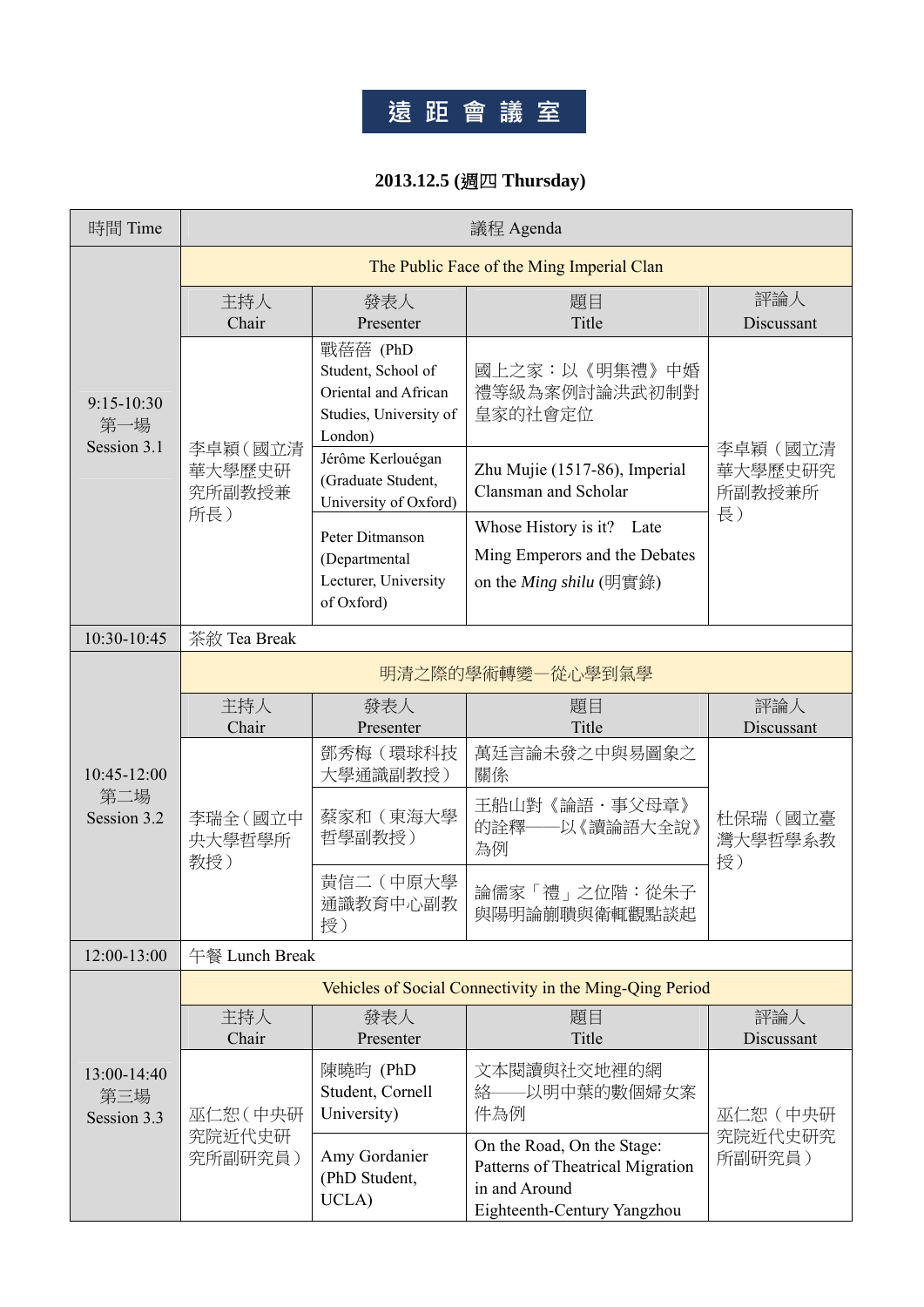# 遠距會議室

**2013.12.5 (週四 Thursday)**

| 時間 Time | 議程 Agenda | | | |
|---|---|---|---|---|
| 9:15-10:30<br>第一場<br>Session 3.1 | The Public Face of the Ming Imperial Clan | | | |
| | 主持人<br>Chair | 發表人<br>Presenter | 題目<br>Title | 評論人<br>Discussant |
| | 李卓穎（國立清華大學歷史研究所副教授兼所長） | 戰蓓蓓 (PhD Student, School of Oriental and African Studies, University of London) | 國上之家：以《明集禮》中婚禮等級為案例討論洪武初制對皇家的社會定位 | 李卓穎（國立清華大學歷史研究所副教授兼所長） |
| | | Jérôme Kerlouégan (Graduate Student, University of Oxford) | Zhu Mujie (1517-86), Imperial Clansman and Scholar | |
| | | Peter Ditmanson (Departmental Lecturer, University of Oxford) | Whose History is it? Late Ming Emperors and the Debates on the *Ming shilu* (明實錄) | |
| 10:30-10:45 | 茶敘 Tea Break | | | |
| 10:45-12:00<br>第二場<br>Session 3.2 | 明清之際的學術轉變—從心學到氣學 | | | |
| | 主持人<br>Chair | 發表人<br>Presenter | 題目<br>Title | 評論人<br>Discussant |
| | 李瑞全（國立中央大學哲學所教授） | 鄧秀梅（環球科技大學通識副教授） | 萬廷言論未發之中與易圖象之關係 | 杜保瑞（國立臺灣大學哲學系教授） |
| | | 蔡家和（東海大學哲學副教授） | 王船山對《論語・事父母章》的詮釋——以《讀論語大全說》為例 | |
| | | 黃信二（中原大學通識教育中心副教授） | 論儒家「禮」之位階：從朱子與陽明論蒯聵與衛輒觀點談起 | |
| 12:00-13:00 | 午餐 Lunch Break | | | |
| 13:00-14:40<br>第三場<br>Session 3.3 | Vehicles of Social Connectivity in the Ming-Qing Period | | | |
| | 主持人<br>Chair | 發表人<br>Presenter | 題目<br>Title | 評論人<br>Discussant |
| | 巫仁恕（中央研究院近代史研究所副研究員） | 陳曉昀 (PhD Student, Cornell University) | 文本閱讀與社交地裡的網絡——以明中葉的數個婦女案件為例 | 巫仁恕（中央研究院近代史研究所副研究員） |
| | | Amy Gordanier (PhD Student, UCLA) | On the Road, On the Stage: Patterns of Theatrical Migration in and Around Eighteenth-Century Yangzhou | |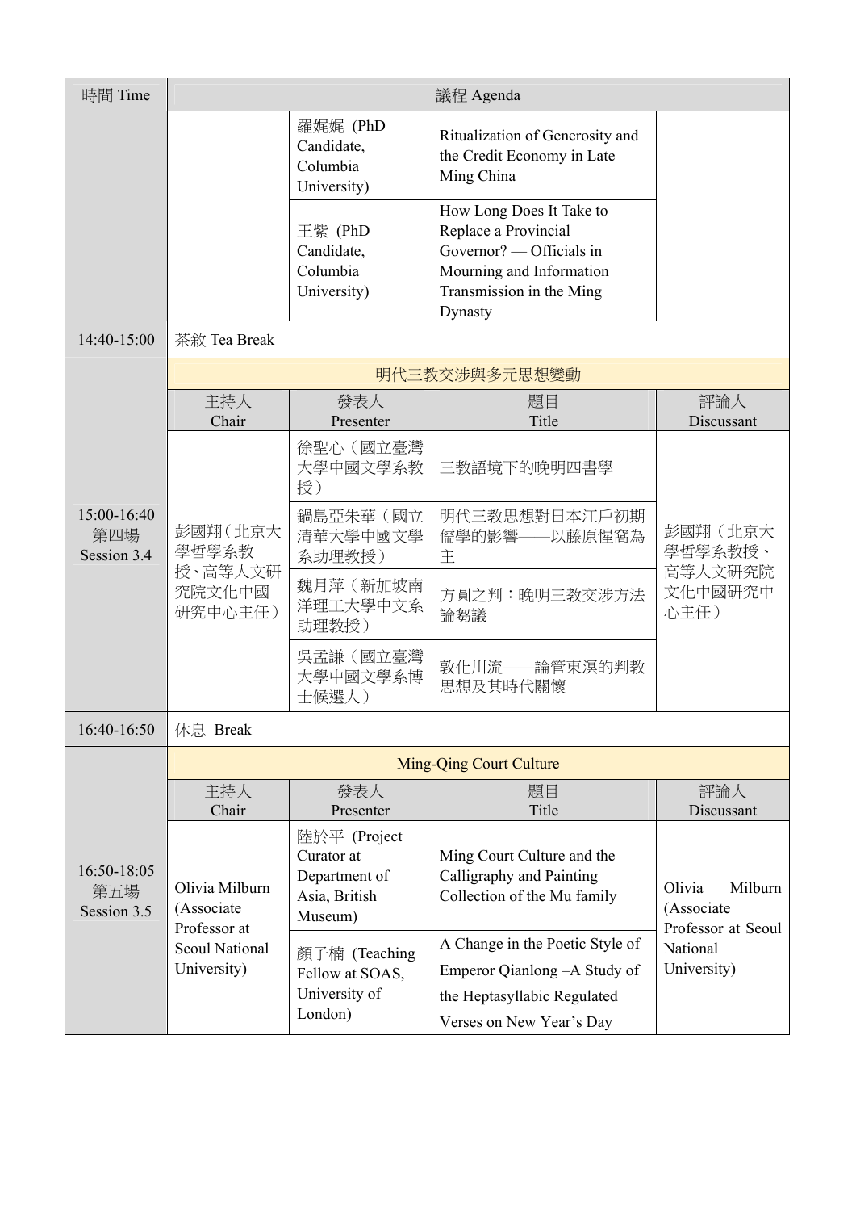| 時間 Time | 議程 Agenda | | | |
|---|---|---|---|---|
| | | 羅娓娓 (PhD Candidate, Columbia University) | Ritualization of Generosity and the Credit Economy in Late Ming China | |
| | | 王紫 (PhD Candidate, Columbia University) | How Long Does It Take to Replace a Provincial Governor? — Officials in Mourning and Information Transmission in the Ming Dynasty | |
| 14:40-15:00 | 茶敘 Tea Break | | | |
| 15:00-16:40 第四場 Session 3.4 | 明代三教交涉與多元思想變動 | | | |
| | 主持人 Chair | 發表人 Presenter | 題目 Title | 評論人 Discussant |
| | 彭國翔（北京大學哲學系教授、高等人文研究院文化中國研究中心主任） | 徐聖心（國立臺灣大學中國文學系教授） | 三教語境下的晚明四書學 | 彭國翔（北京大學哲學系教授、高等人文研究院文化中國研究中心主任） |
| | | 鍋島亞朱華（國立清華大學中國文學系助理教授） | 明代三教思想對日本江戶初期儒學的影響——以藤原惺窩為主 | |
| | | 魏月萍（新加坡南洋理工大學中文系助理教授） | 方圓之判：晚明三教交涉方法論芻議 | |
| | | 吳孟謙（國立臺灣大學中國文學系博士候選人） | 敦化川流——論管東溟的判教思想及其時代關懷 | |
| 16:40-16:50 | 休息 Break | | | |
| 16:50-18:05 第五場 Session 3.5 | Ming-Qing Court Culture | | | |
| | 主持人 Chair | 發表人 Presenter | 題目 Title | 評論人 Discussant |
| | Olivia Milburn (Associate Professor at Seoul National University) | 陸於平 (Project Curator at Department of Asia, British Museum) | Ming Court Culture and the Calligraphy and Painting Collection of the Mu family | Olivia Milburn (Associate Professor at Seoul National University) |
| | | 顏子楠 (Teaching Fellow at SOAS, University of London) | A Change in the Poetic Style of Emperor Qianlong –A Study of the Heptasyllabic Regulated Verses on New Year's Day | |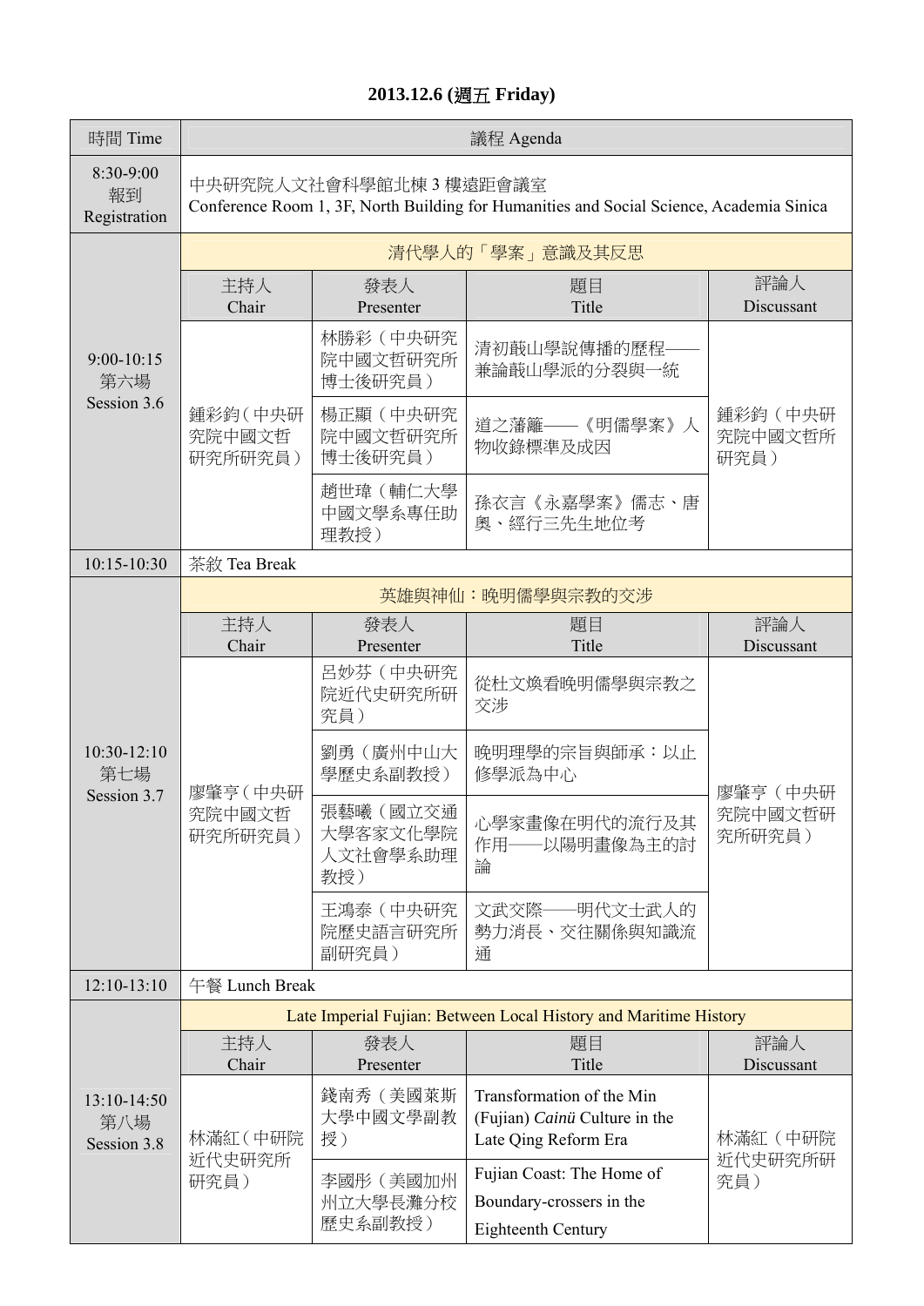**2013.12.6 (週五 Friday)**

| 時間 Time | 議程 Agenda | | | |
|---|---|---|---|---|
| 8:30-9:00<br>報到<br>Registration | 中央研究院人文社會科學館北棟 3 樓遠距會議室<br>Conference Room 1, 3F, North Building for Humanities and Social Science, Academia Sinica | | | |
| 9:00-10:15<br>第六場<br>Session 3.6 | 清代學人的「學案」意識及其反思 | | | |
| | 主持人<br>Chair | 發表人<br>Presenter | 題目<br>Title | 評論人<br>Discussant |
| | 鍾彩鈞（中央研究院中國文哲研究所研究員） | 林勝彩（中央研究院中國文哲研究所博士後研究員） | 清初蕺山學說傳播的歷程——兼論蕺山學派的分裂與一統 | 鍾彩鈞（中央研究院中國文哲所研究員） |
| | | 楊正顯（中央研究院中國文哲研究所博士後研究員） | 道之藩籬——《明儒學案》人物收錄標準及成因 | |
| | | 趙世瑋（輔仁大學中國文學系專任助理教授） | 孫衣言《永嘉學案》儒志、唐奧、經行三先生地位考 | |
| 10:15-10:30 | 茶敘 Tea Break | | | |
| 10:30-12:10<br>第七場<br>Session 3.7 | 英雄與神仙：晚明儒學與宗教的交涉 | | | |
| | 主持人<br>Chair | 發表人<br>Presenter | 題目<br>Title | 評論人<br>Discussant |
| | 廖肇亨（中央研究院中國文哲研究所研究員） | 呂妙芬（中央研究院近代史研究所研究員） | 從杜文煥看晚明儒學與宗教之交涉 | 廖肇亨（中央研究院中國文哲研究所研究員） |
| | | 劉勇（廣州中山大學歷史系副教授） | 晚明理學的宗旨與師承：以止修學派為中心 | |
| | | 張藝曦（國立交通大學客家文化學院人文社會學系助理教授） | 心學家畫像在明代的流行及其作用——以陽明畫像為主的討論 | |
| | | 王鴻泰（中央研究院歷史語言研究所副研究員） | 文武交際——明代文士武人的勢力消長、交往關係與知識流通 | |
| 12:10-13:10 | 午餐 Lunch Break | | | |
| 13:10-14:50<br>第八場<br>Session 3.8 | Late Imperial Fujian: Between Local History and Maritime History | | | |
| | 主持人<br>Chair | 發表人<br>Presenter | 題目<br>Title | 評論人<br>Discussant |
| | 林滿紅（中研院近代史研究所研究員） | 錢南秀（美國萊斯大學中國文學副教授） | Transformation of the Min (Fujian) *Cainü* Culture in the Late Qing Reform Era | 林滿紅（中研院近代史研究所研究員） |
| | | 李國彤（美國加州州立大學長灘分校歷史系副教授） | Fujian Coast: The Home of Boundary-crossers in the Eighteenth Century | |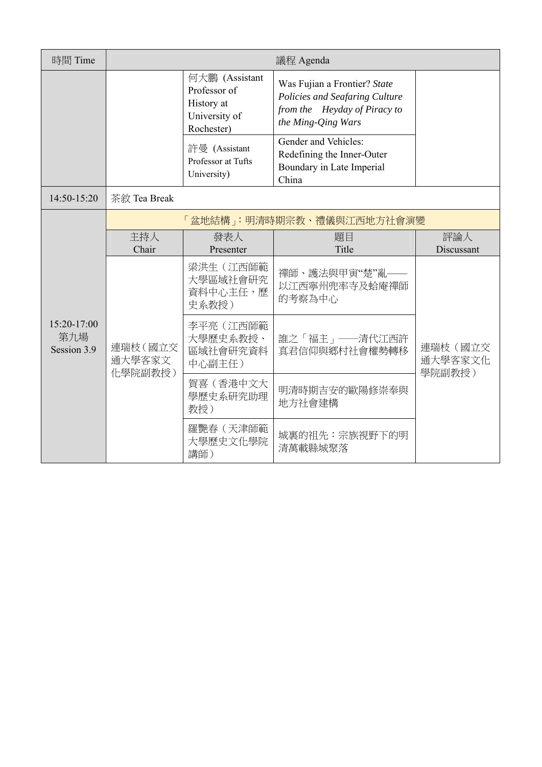| 時間 Time | 議程 Agenda | | | |
|---|---|---|---|---|
| | | 何大鵬 (Assistant Professor of History at University of Rochester) | Was Fujian a Frontier? *State Policies and Seafaring Culture from the Heyday of Piracy to the Ming-Qing Wars* | |
| | | 許曼 (Assistant Professor at Tufts University) | Gender and Vehicles: Redefining the Inner-Outer Boundary in Late Imperial China | |
| 14:50-15:20 | 茶敘 Tea Break | | | |
| 15:20-17:00 第九場 Session 3.9 | 「盆地結構」:明清時期宗教、禮儀與江西地方社會演變 | | | |
| | 主持人 Chair | 發表人 Presenter | 題目 Title | 評論人 Discussant |
| | 連瑞枝(國立交通大學客家文化學院副教授) | 梁洪生(江西師範大學區域社會研究資料中心主任,歷史系教授) | 禪師、護法與甲寅"楚"亂——以江西寧州兜率寺及蛤庵禪師的考察為中心 | 連瑞枝(國立交通大學客家文化學院副教授) |
| | | 李平亮(江西師範大學歷史系教授、區域社會研究資料中心副主任) | 誰之「福主」——清代江西許真君信仰與鄉村社會權勢轉移 | |
| | | 賀喜(香港中文大學歷史系研究助理教授) | 明清時期吉安的歐陽修崇奉與地方社會建構 | |
| | | 羅艷春(天津師範大學歷史文化學院講師) | 城裏的祖先:宗族視野下的明清萬載縣城聚落 | |